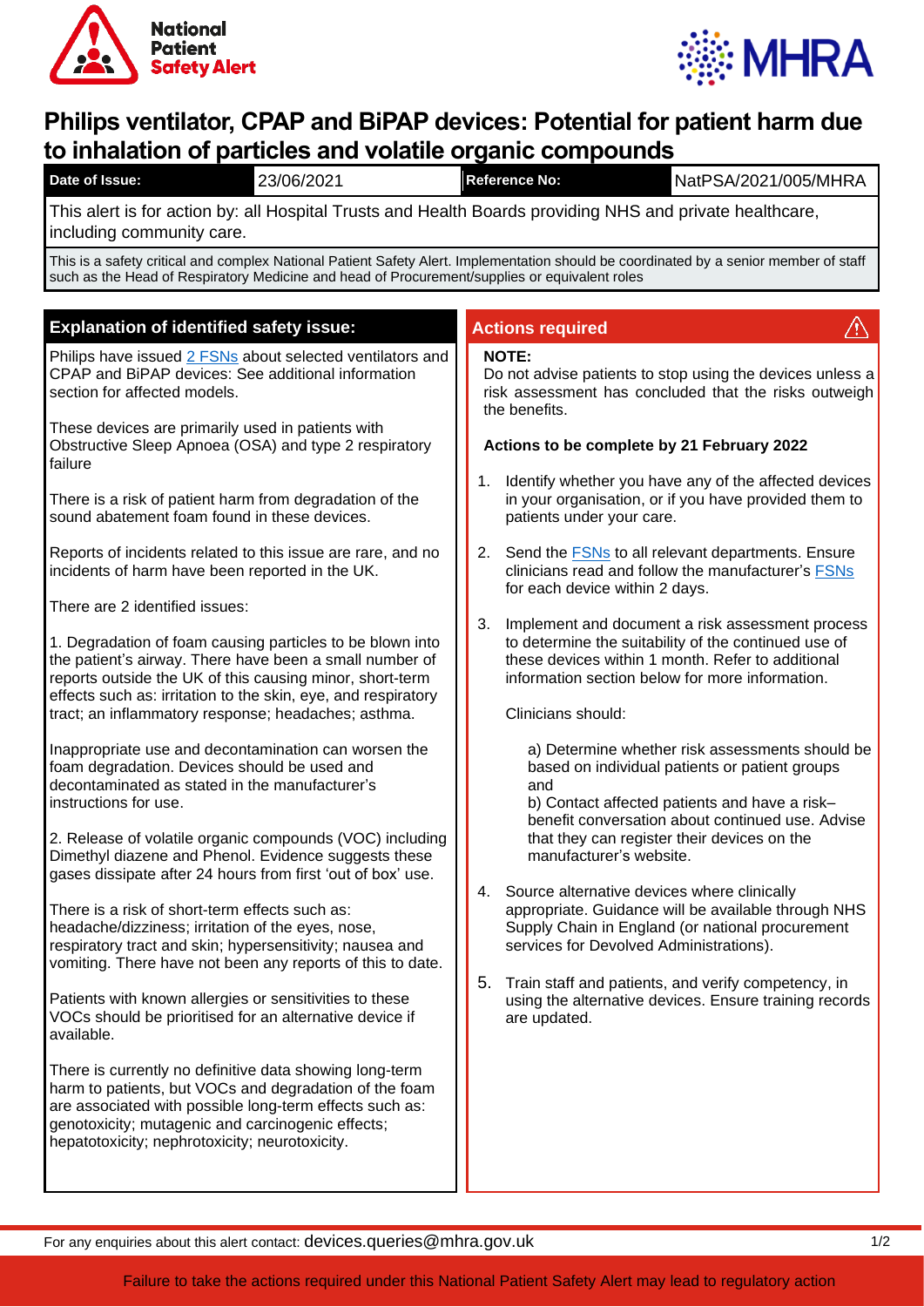National Patient Safety Alert

MHRA

# Philips ventilator, CPAP and BiPAP devices: Potential for patient harm due to inhalation of particles and volatile organic compounds

| Date of Issue: | 23/06/2021 | Reference No: | NatPSA/2021/005/MHRA |
|---|---|---|---|

This alert is for action by: all Hospital Trusts and Health Boards providing NHS and private healthcare, including community care.

This is a safety critical and complex National Patient Safety Alert. Implementation should be coordinated by a senior member of staff such as the Head of Respiratory Medicine and head of Procurement/supplies or equivalent roles

## Explanation of identified safety issue:

Philips have issued 2 FSNs about selected ventilators and CPAP and BiPAP devices: See additional information section for affected models.

These devices are primarily used in patients with Obstructive Sleep Apnoea (OSA) and type 2 respiratory failure

There is a risk of patient harm from degradation of the sound abatement foam found in these devices.

Reports of incidents related to this issue are rare, and no incidents of harm have been reported in the UK.

There are 2 identified issues:

1. Degradation of foam causing particles to be blown into the patient's airway. There have been a small number of reports outside the UK of this causing minor, short-term effects such as: irritation to the skin, eye, and respiratory tract; an inflammatory response; headaches; asthma.

Inappropriate use and decontamination can worsen the foam degradation. Devices should be used and decontaminated as stated in the manufacturer's instructions for use.

2. Release of volatile organic compounds (VOC) including Dimethyl diazene and Phenol. Evidence suggests these gases dissipate after 24 hours from first 'out of box' use.

There is a risk of short-term effects such as: headache/dizziness; irritation of the eyes, nose, respiratory tract and skin; hypersensitivity; nausea and vomiting. There have not been any reports of this to date.

Patients with known allergies or sensitivities to these VOCs should be prioritised for an alternative device if available.

There is currently no definitive data showing long-term harm to patients, but VOCs and degradation of the foam are associated with possible long-term effects such as: genotoxicity; mutagenic and carcinogenic effects; hepatotoxicity; nephrotoxicity; neurotoxicity.

## Actions required

**NOTE:**
Do not advise patients to stop using the devices unless a risk assessment has concluded that the risks outweigh the benefits.

**Actions to be complete by 21 February 2022**

1. Identify whether you have any of the affected devices in your organisation, or if you have provided them to patients under your care.
2. Send the FSNs to all relevant departments. Ensure clinicians read and follow the manufacturer's FSNs for each device within 2 days.
3. Implement and document a risk assessment process to determine the suitability of the continued use of these devices within 1 month. Refer to additional information section below for more information.

   Clinicians should:

   a) Determine whether risk assessments should be based on individual patients or patient groups and
   b) Contact affected patients and have a risk–benefit conversation about continued use. Advise that they can register their devices on the manufacturer's website.
4. Source alternative devices where clinically appropriate. Guidance will be available through NHS Supply Chain in England (or national procurement services for Devolved Administrations).
5. Train staff and patients, and verify competency, in using the alternative devices. Ensure training records are updated.

For any enquiries about this alert contact: devices.queries@mhra.gov.uk

Failure to take the actions required under this National Patient Safety Alert may lead to regulatory action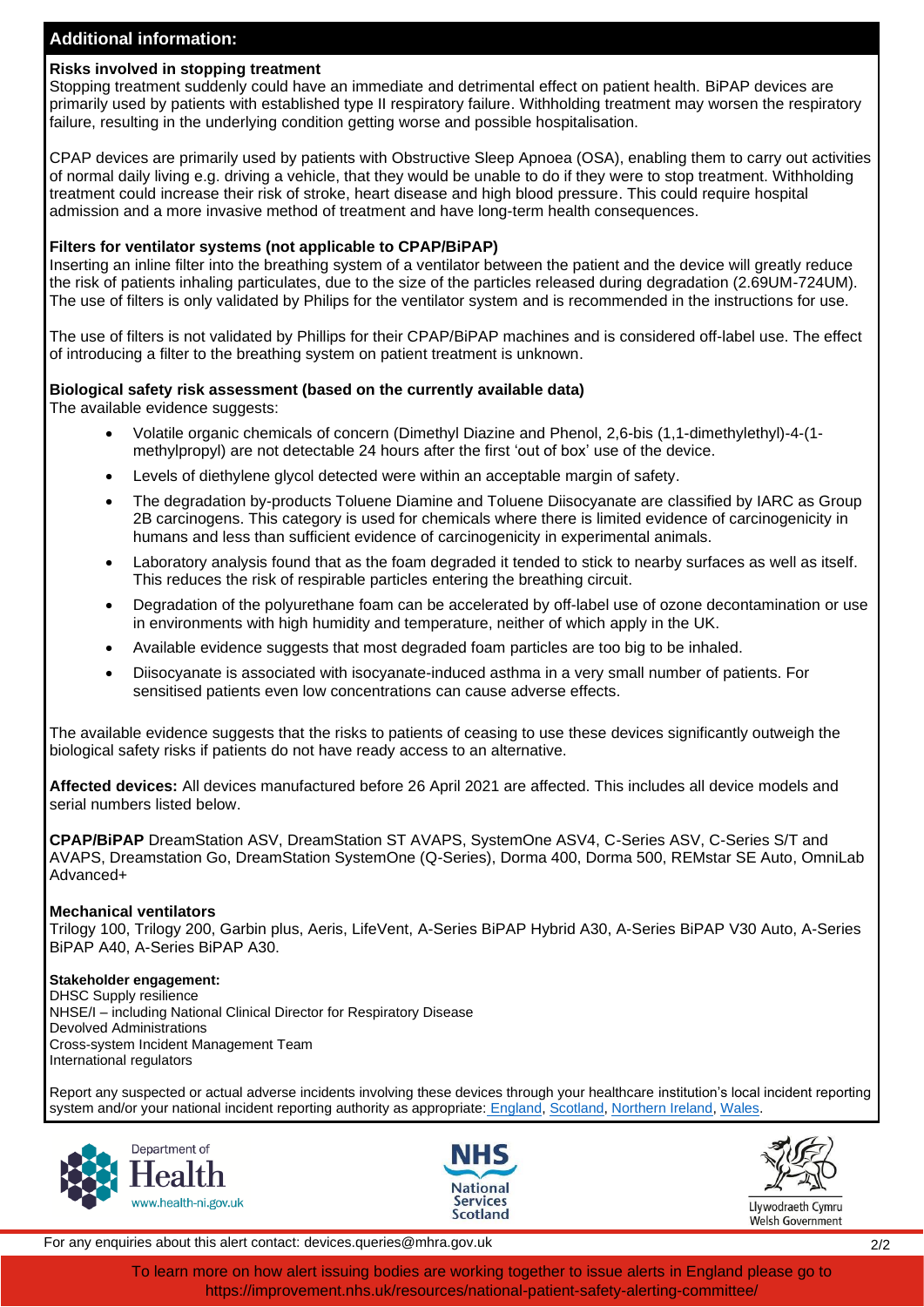## Additional information:

**Risks involved in stopping treatment**

Stopping treatment suddenly could have an immediate and detrimental effect on patient health. BiPAP devices are primarily used by patients with established type II respiratory failure. Withholding treatment may worsen the respiratory failure, resulting in the underlying condition getting worse and possible hospitalisation.

CPAP devices are primarily used by patients with Obstructive Sleep Apnoea (OSA), enabling them to carry out activities of normal daily living e.g. driving a vehicle, that they would be unable to do if they were to stop treatment. Withholding treatment could increase their risk of stroke, heart disease and high blood pressure. This could require hospital admission and a more invasive method of treatment and have long-term health consequences.

**Filters for ventilator systems (not applicable to CPAP/BiPAP)**

Inserting an inline filter into the breathing system of a ventilator between the patient and the device will greatly reduce the risk of patients inhaling particulates, due to the size of the particles released during degradation (2.69UM-724UM). The use of filters is only validated by Philips for the ventilator system and is recommended in the instructions for use.

The use of filters is not validated by Phillips for their CPAP/BiPAP machines and is considered off-label use. The effect of introducing a filter to the breathing system on patient treatment is unknown.

**Biological safety risk assessment (based on the currently available data)**

The available evidence suggests:

- Volatile organic chemicals of concern (Dimethyl Diazine and Phenol, 2,6-bis (1,1-dimethylethyl)-4-(1-methylpropyl) are not detectable 24 hours after the first 'out of box' use of the device.
- Levels of diethylene glycol detected were within an acceptable margin of safety.
- The degradation by-products Toluene Diamine and Toluene Diisocyanate are classified by IARC as Group 2B carcinogens. This category is used for chemicals where there is limited evidence of carcinogenicity in humans and less than sufficient evidence of carcinogenicity in experimental animals.
- Laboratory analysis found that as the foam degraded it tended to stick to nearby surfaces as well as itself. This reduces the risk of respirable particles entering the breathing circuit.
- Degradation of the polyurethane foam can be accelerated by off-label use of ozone decontamination or use in environments with high humidity and temperature, neither of which apply in the UK.
- Available evidence suggests that most degraded foam particles are too big to be inhaled.
- Diisocyanate is associated with isocyanate-induced asthma in a very small number of patients. For sensitised patients even low concentrations can cause adverse effects.

The available evidence suggests that the risks to patients of ceasing to use these devices significantly outweigh the biological safety risks if patients do not have ready access to an alternative.

**Affected devices:** All devices manufactured before 26 April 2021 are affected. This includes all device models and serial numbers listed below.

**CPAP/BiPAP** DreamStation ASV, DreamStation ST AVAPS, SystemOne ASV4, C-Series ASV, C-Series S/T and AVAPS, Dreamstation Go, DreamStation SystemOne (Q-Series), Dorma 400, Dorma 500, REMstar SE Auto, OmniLab Advanced+

**Mechanical ventilators**

Trilogy 100, Trilogy 200, Garbin plus, Aeris, LifeVent, A-Series BiPAP Hybrid A30, A-Series BiPAP V30 Auto, A-Series BiPAP A40, A-Series BiPAP A30.

**Stakeholder engagement:**

DHSC Supply resilience
NHSE/I – including National Clinical Director for Respiratory Disease
Devolved Administrations
Cross-system Incident Management Team
International regulators

Report any suspected or actual adverse incidents involving these devices through your healthcare institution's local incident reporting system and/or your national incident reporting authority as appropriate: England, Scotland, Northern Ireland, Wales.

Department of Health www.health-ni.gov.uk

NHS National Services Scotland

Llywodraeth Cymru Welsh Government

For any enquiries about this alert contact: devices.queries@mhra.gov.uk

To learn more on how alert issuing bodies are working together to issue alerts in England please go to https://improvement.nhs.uk/resources/national-patient-safety-alerting-committee/